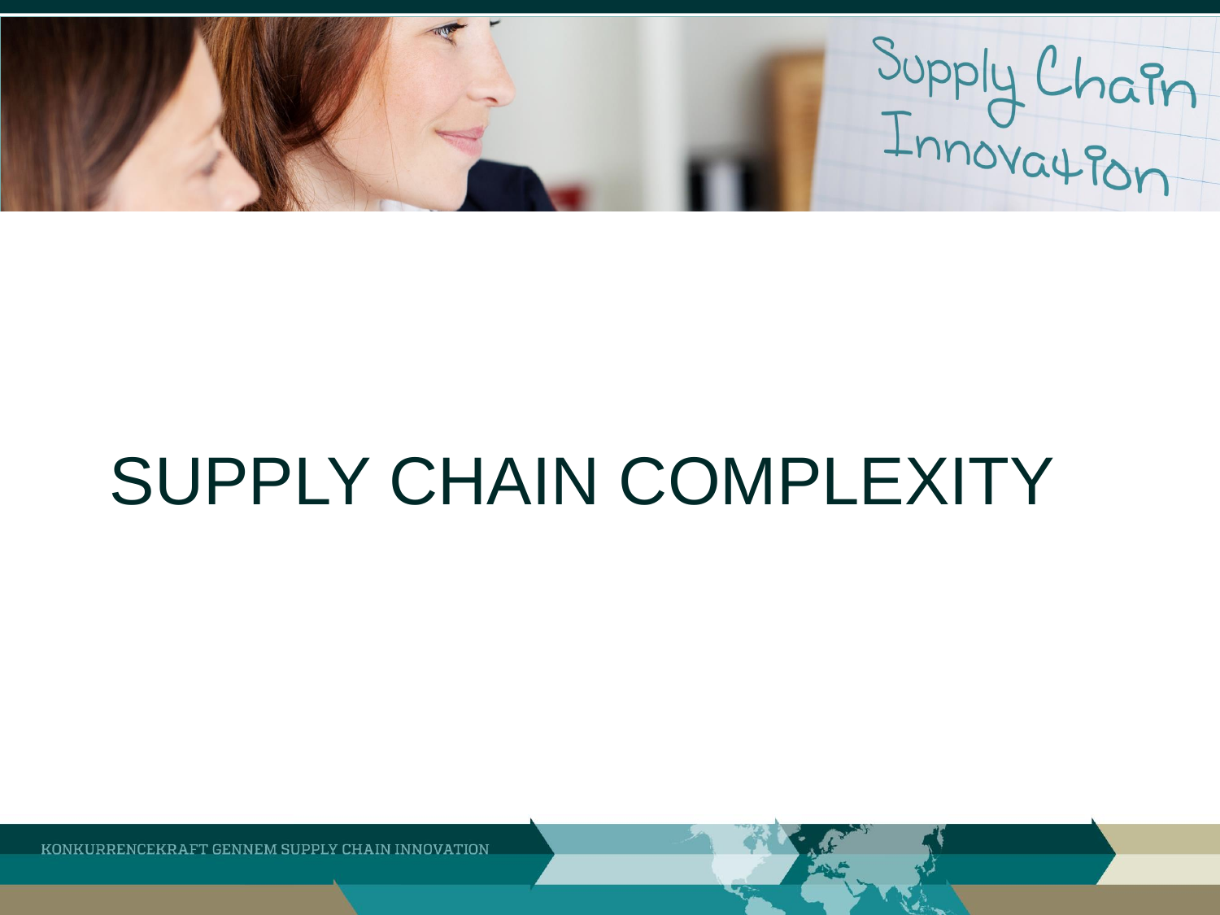# SUPPLY CHAIN COMPLEXITY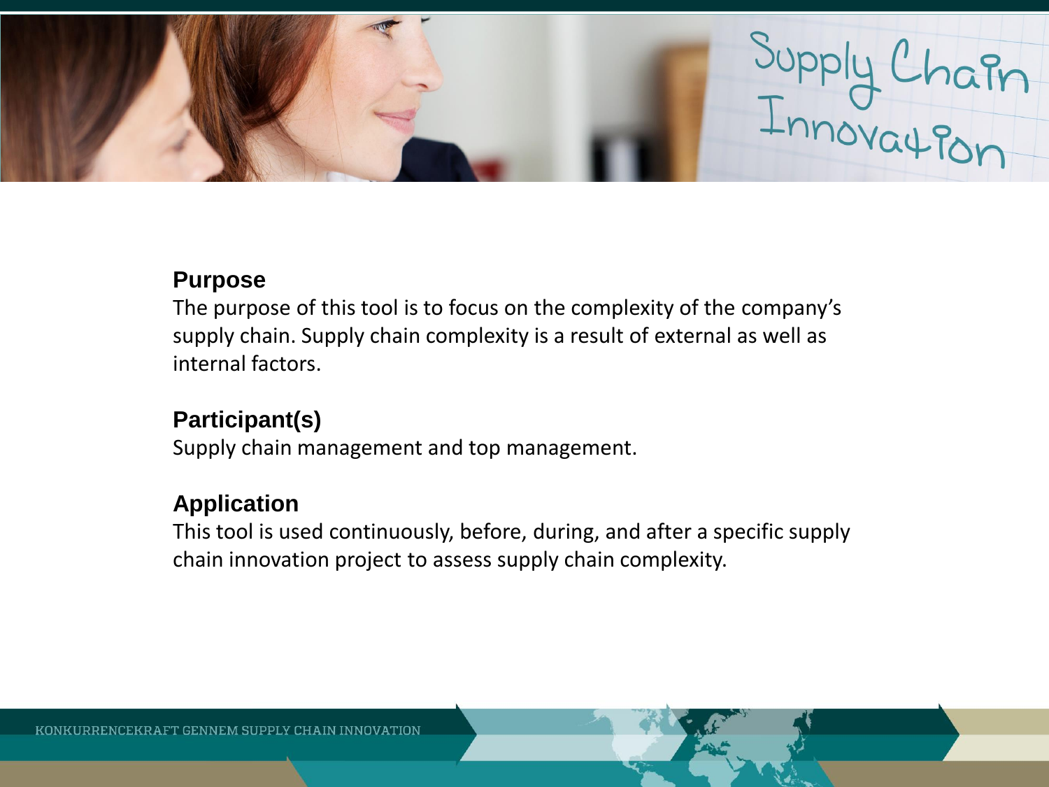## Purpose

The purpose of this tool is to focus on the complexity of the company's supply chain. Supply chain complexity is a result of external as well as internal factors.

## Participant(s)

Supply chain management and top management.

## Application

This tool is used continuously, before, during, and after a specific supply chain innovation project to assess supply chain complexity.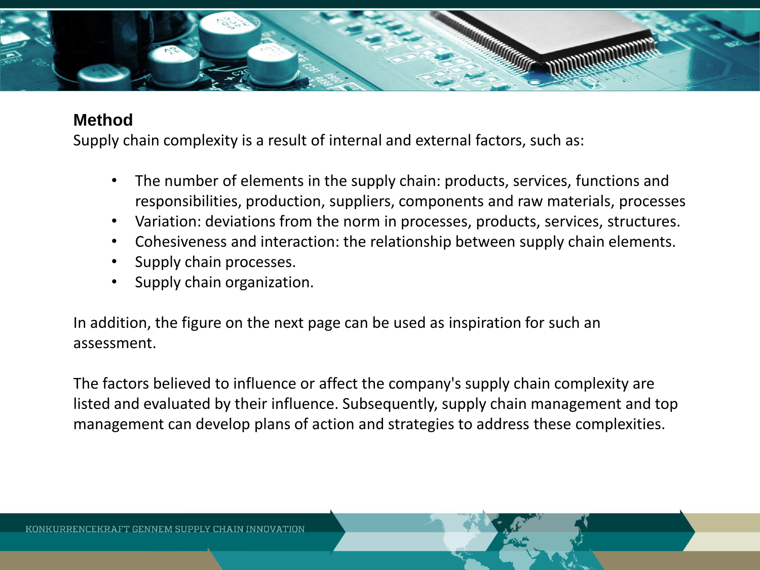## Method

Supply chain complexity is a result of internal and external factors, such as:

- The number of elements in the supply chain: products, services, functions and responsibilities, production, suppliers, components and raw materials, processes
- Variation: deviations from the norm in processes, products, services, structures.
- Cohesiveness and interaction: the relationship between supply chain elements.
- Supply chain processes.
- Supply chain organization.

In addition, the figure on the next page can be used as inspiration for such an assessment.

The factors believed to influence or affect the company's supply chain complexity are listed and evaluated by their influence. Subsequently, supply chain management and top management can develop plans of action and strategies to address these complexities.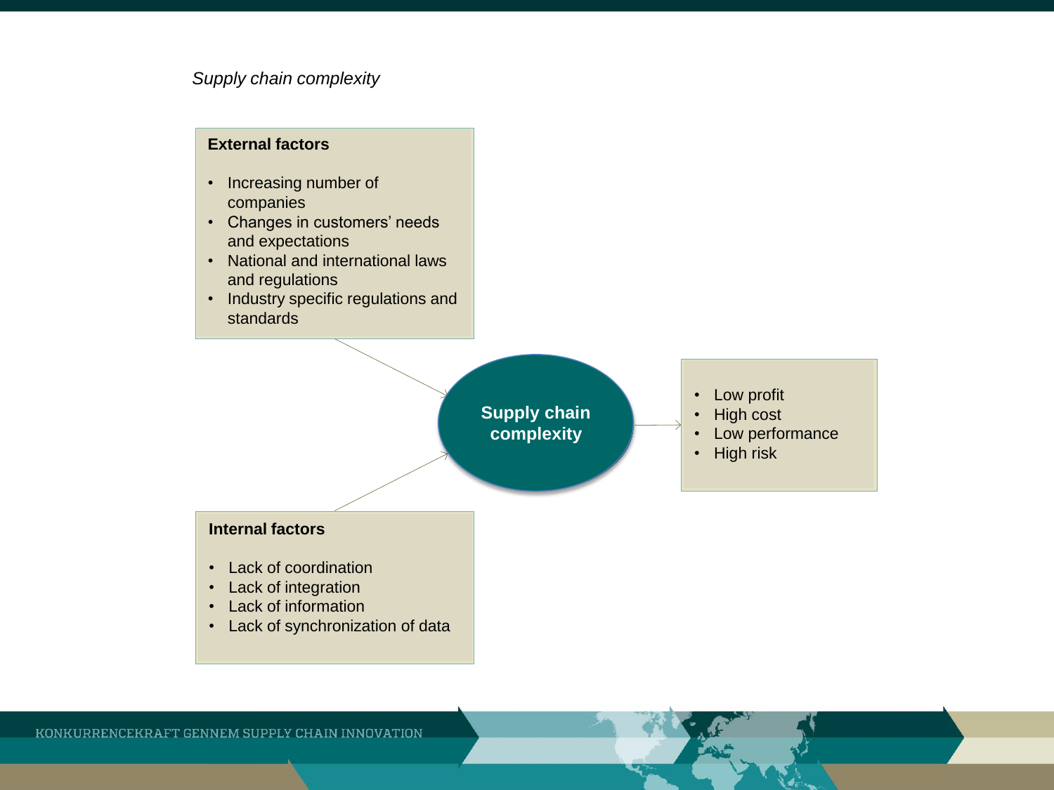*Supply chain complexity*

**External factors**

- Increasing number of companies
- Changes in customers' needs and expectations
- National and international laws and regulations
- Industry specific regulations and standards

**Supply chain complexity**

- Low profit
- High cost
- Low performance
- High risk

**Internal factors**

- Lack of coordination
- Lack of integration
- Lack of information
- Lack of synchronization of data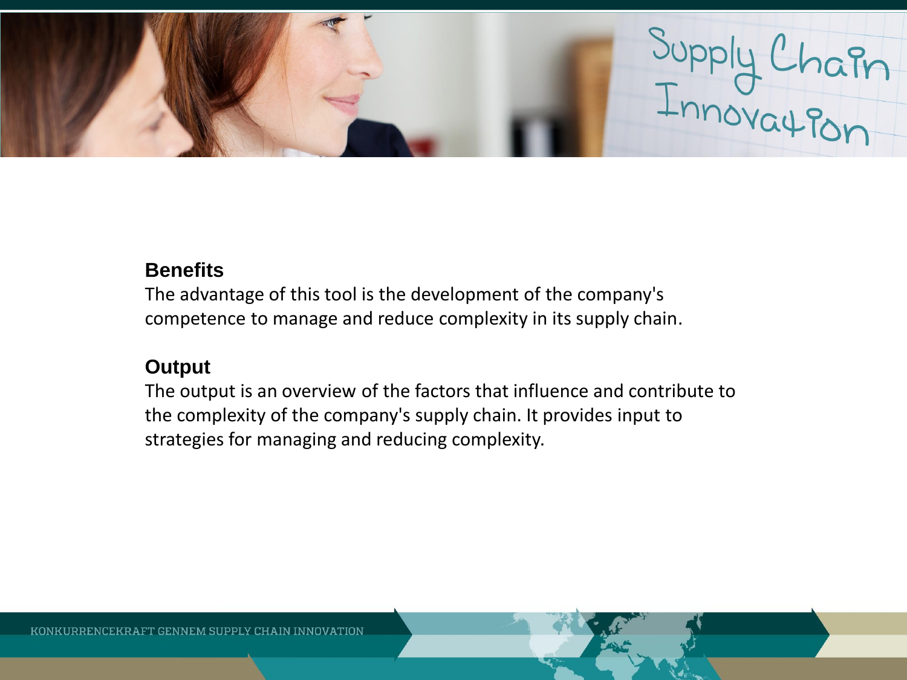## Benefits

The advantage of this tool is the development of the company's competence to manage and reduce complexity in its supply chain.

## Output

The output is an overview of the factors that influence and contribute to the complexity of the company's supply chain. It provides input to strategies for managing and reducing complexity.